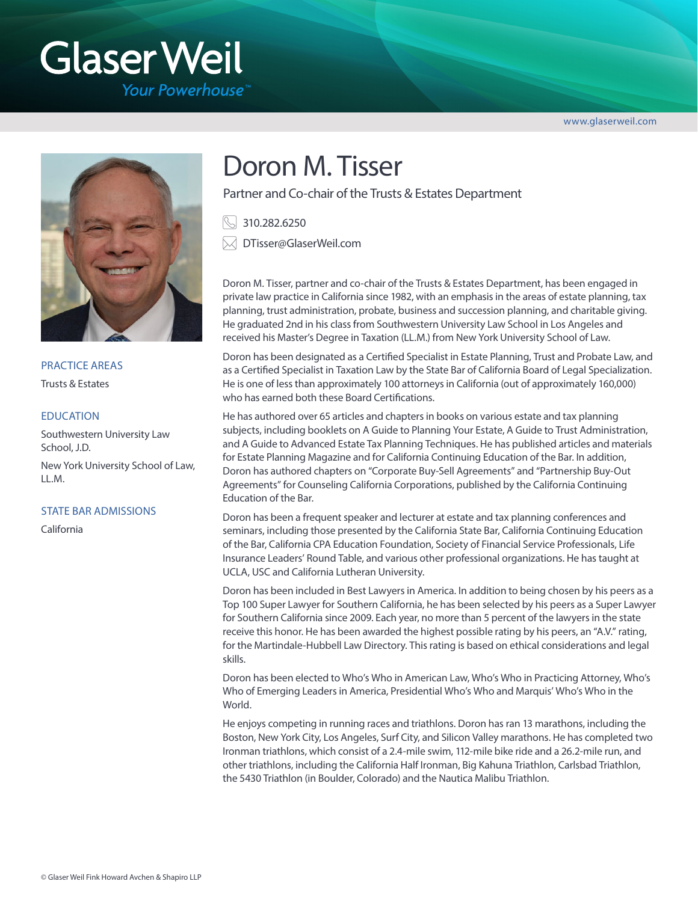# Glaser Weil

*Your Powerhouse™*

www.glaserweil.com

# Doron M. Tisser

Partner and Co-chair of the Trusts & Estates Department

310.282.6250

DTisser@GlaserWeil.com

### PRACTICE AREAS

Trusts & Estates

### EDUCATION

Southwestern University Law School, J.D.

New York University School of Law, LL.M.

### STATE BAR ADMISSIONS

California

Doron M. Tisser, partner and co-chair of the Trusts & Estates Department, has been engaged in private law practice in California since 1982, with an emphasis in the areas of estate planning, tax planning, trust administration, probate, business and succession planning, and charitable giving. He graduated 2nd in his class from Southwestern University Law School in Los Angeles and received his Master's Degree in Taxation (LL.M.) from New York University School of Law.

Doron has been designated as a Certified Specialist in Estate Planning, Trust and Probate Law, and as a Certified Specialist in Taxation Law by the State Bar of California Board of Legal Specialization. He is one of less than approximately 100 attorneys in California (out of approximately 160,000) who has earned both these Board Certifications.

He has authored over 65 articles and chapters in books on various estate and tax planning subjects, including booklets on A Guide to Planning Your Estate, A Guide to Trust Administration, and A Guide to Advanced Estate Tax Planning Techniques. He has published articles and materials for Estate Planning Magazine and for California Continuing Education of the Bar. In addition, Doron has authored chapters on "Corporate Buy-Sell Agreements" and "Partnership Buy-Out Agreements" for Counseling California Corporations, published by the California Continuing Education of the Bar.

Doron has been a frequent speaker and lecturer at estate and tax planning conferences and seminars, including those presented by the California State Bar, California Continuing Education of the Bar, California CPA Education Foundation, Society of Financial Service Professionals, Life Insurance Leaders' Round Table, and various other professional organizations. He has taught at UCLA, USC and California Lutheran University.

Doron has been included in Best Lawyers in America. In addition to being chosen by his peers as a Top 100 Super Lawyer for Southern California, he has been selected by his peers as a Super Lawyer for Southern California since 2009. Each year, no more than 5 percent of the lawyers in the state receive this honor. He has been awarded the highest possible rating by his peers, an "A.V." rating, for the Martindale-Hubbell Law Directory. This rating is based on ethical considerations and legal skills.

Doron has been elected to Who's Who in American Law, Who's Who in Practicing Attorney, Who's Who of Emerging Leaders in America, Presidential Who's Who and Marquis' Who's Who in the World.

He enjoys competing in running races and triathlons. Doron has ran 13 marathons, including the Boston, New York City, Los Angeles, Surf City, and Silicon Valley marathons. He has completed two Ironman triathlons, which consist of a 2.4-mile swim, 112-mile bike ride and a 26.2-mile run, and other triathlons, including the California Half Ironman, Big Kahuna Triathlon, Carlsbad Triathlon, the 5430 Triathlon (in Boulder, Colorado) and the Nautica Malibu Triathlon.

© Glaser Weil Fink Howard Avchen & Shapiro LLP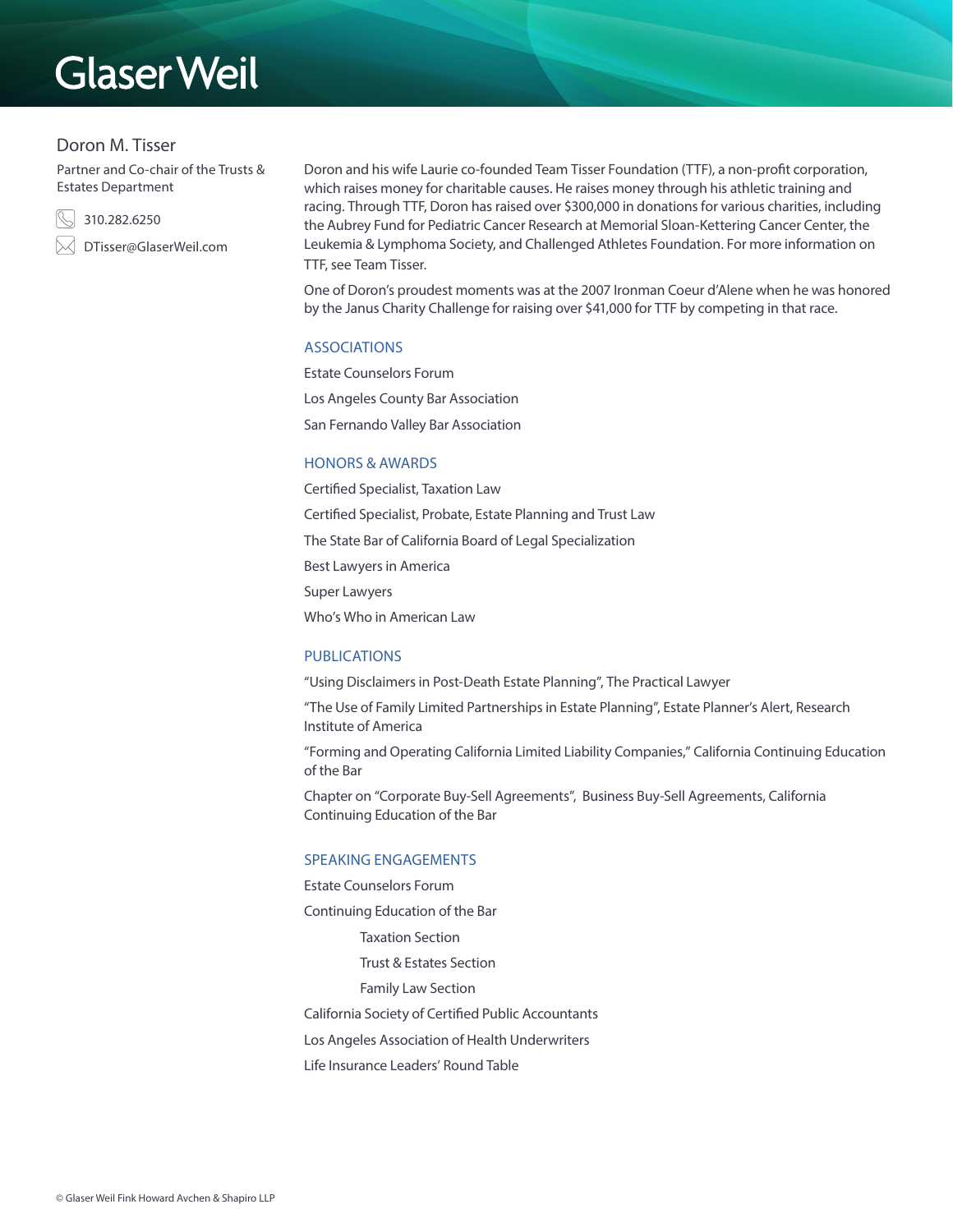Glaser Weil

Doron M. Tisser

Partner and Co-chair of the Trusts & Estates Department

310.282.6250

DTisser@GlaserWeil.com

Doron and his wife Laurie co-founded Team Tisser Foundation (TTF), a non-profit corporation, which raises money for charitable causes. He raises money through his athletic training and racing. Through TTF, Doron has raised over $300,000 in donations for various charities, including the Aubrey Fund for Pediatric Cancer Research at Memorial Sloan-Kettering Cancer Center, the Leukemia & Lymphoma Society, and Challenged Athletes Foundation. For more information on TTF, see Team Tisser.

One of Doron's proudest moments was at the 2007 Ironman Coeur d'Alene when he was honored by the Janus Charity Challenge for raising over $41,000 for TTF by competing in that race.

## ASSOCIATIONS

Estate Counselors Forum

Los Angeles County Bar Association

San Fernando Valley Bar Association

## HONORS & AWARDS

Certified Specialist, Taxation Law

Certified Specialist, Probate, Estate Planning and Trust Law

The State Bar of California Board of Legal Specialization

Best Lawyers in America

Super Lawyers

Who's Who in American Law

## PUBLICATIONS

"Using Disclaimers in Post-Death Estate Planning", The Practical Lawyer

"The Use of Family Limited Partnerships in Estate Planning", Estate Planner's Alert, Research Institute of America

"Forming and Operating California Limited Liability Companies," California Continuing Education of the Bar

Chapter on "Corporate Buy-Sell Agreements", Business Buy-Sell Agreements, California Continuing Education of the Bar

## SPEAKING ENGAGEMENTS

Estate Counselors Forum

Continuing Education of the Bar

- Taxation Section
- Trust & Estates Section
- Family Law Section

California Society of Certified Public Accountants

Los Angeles Association of Health Underwriters

Life Insurance Leaders' Round Table

© Glaser Weil Fink Howard Avchen & Shapiro LLP